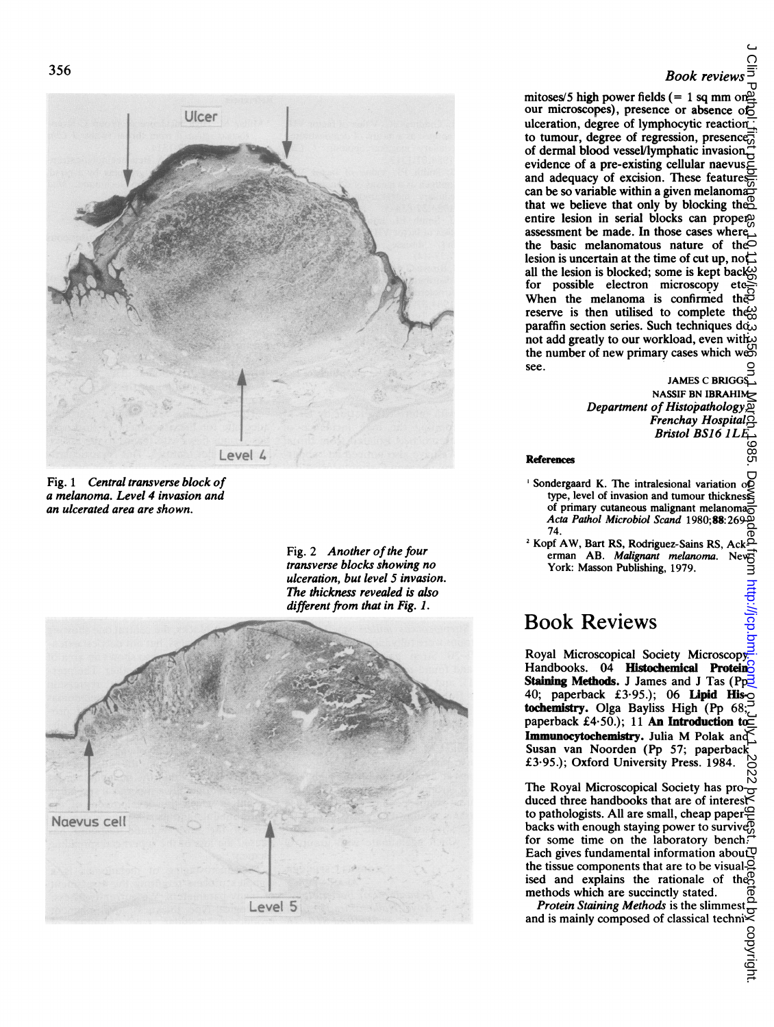Fig. 1 *Central transverse block of a melanoma. Level 4 invasion and an ulcerated area are shown.*

Fig. 2 *Another of the four transverse blocks showing no ulceration, but level 5 invasion. The thickness revealed is also different from that in Fig. 1.*

mitoses/5 high power fields (= 1 sq mm on our microscopes), presence or absence of ulceration, degree of lymphocytic reaction to tumour, degree of regression, presence of dermal blood vessel/lymphatic invasion, evidence of a pre-existing cellular naevus, and adequacy of excision. These features can be so variable within a given melanoma that we believe that only by blocking the entire lesion in serial blocks can proper assessment be made. In those cases where the basic melanomatous nature of the lesion is uncertain at the time of cut up, not all the lesion is blocked; some is kept back for possible electron microscopy etc. When the melanoma is confirmed the reserve is then utilised to complete the paraffin section series. Such techniques do not add greatly to our workload, even with the number of new primary cases which we see.

JAMES C BRIGGS
NASSIF BN IBRAHIM
*Department of Histopathology,*
*Frenchay Hospital,*
*Bristol BS16 1LE*

#### References

[1] Sondergaard K. The intralesional variation of type, level of invasion and tumour thickness of primary cutaneous malignant melanoma. *Acta Pathol Microbiol Scand* 1980;**88**:269–74.

[2] Kopf AW, Bart RS, Rodriguez-Sains RS, Ackerman AB. *Malignant melanoma.* New York: Masson Publishing, 1979.

# Book Reviews

Royal Microscopical Society Microscopy Handbooks. 04 **Histochemical Protein Staining Methods.** J James and J Tas (Pp 40; paperback £3·95.); 06 **Lipid Histochemistry.** Olga Bayliss High (Pp 68; paperback £4·50.); 11 **An Introduction to Immunocytochemistry.** Julia M Polak and Susan van Noorden (Pp 57; paperback £3·95.); Oxford University Press. 1984.

The Royal Microscopical Society has produced three handbooks that are of interest to pathologists. All are small, cheap paperbacks with enough staying power to survive for some time on the laboratory bench. Each gives fundamental information about the tissue components that are to be visualised and explains the rationale of the methods which are succinctly stated.

*Protein Staining Methods* is the slimmest and is mainly composed of classical techni-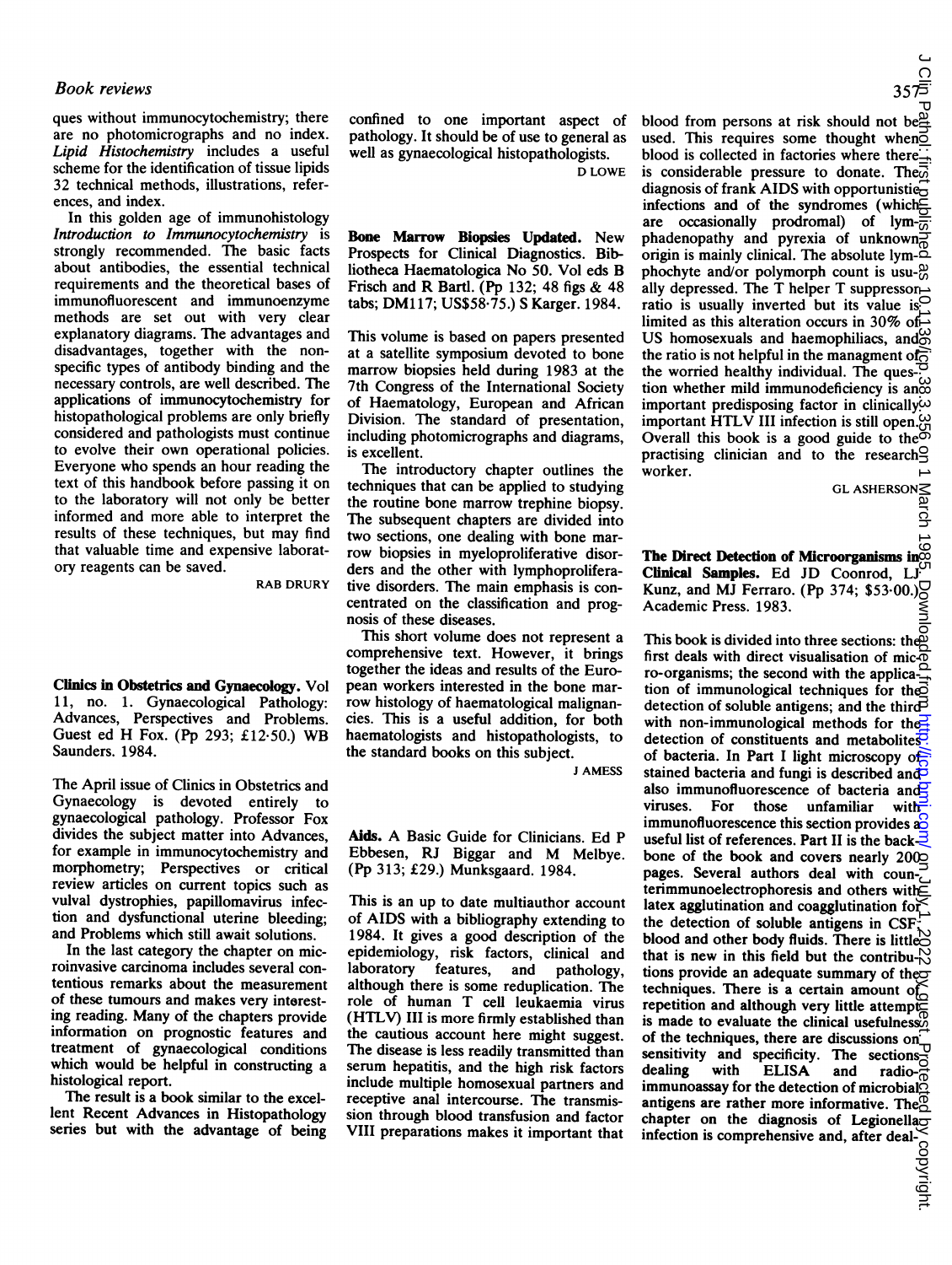ques without immunocytochemistry; there are no photomicrographs and no index. *Lipid Histochemistry* includes a useful scheme for the identification of tissue lipids 32 technical methods, illustrations, references, and index.

In this golden age of immunohistology *Introduction to Immunocytochemistry* is strongly recommended. The basic facts about antibodies, the essential technical requirements and the theoretical bases of immunofluorescent and immunoenzyme methods are set out with very clear explanatory diagrams. The advantages and disadvantages, together with the nonspecific types of antibody binding and the necessary controls, are well described. The applications of immunocytochemistry for histopathological problems are only briefly considered and pathologists must continue to evolve their own operational policies. Everyone who spends an hour reading the text of this handbook before passing it on to the laboratory will not only be better informed and more able to interpret the results of these techniques, but may find that valuable time and expensive laboratory reagents can be saved.

RAB DRURY

**Clinics in Obstetrics and Gynaecology.** Vol 11, no. 1. Gynaecological Pathology: Advances, Perspectives and Problems. Guest ed H Fox. (Pp 293; £12·50.) WB Saunders. 1984.

The April issue of Clinics in Obstetrics and Gynaecology is devoted entirely to gynaecological pathology. Professor Fox divides the subject matter into Advances, for example in immunocytochemistry and morphometry; Perspectives or critical review articles on current topics such as vulval dystrophies, papillomavirus infection and dysfunctional uterine bleeding; and Problems which still await solutions.

In the last category the chapter on microinvasive carcinoma includes several contentious remarks about the measurement of these tumours and makes very interesting reading. Many of the chapters provide information on prognostic features and treatment of gynaecological conditions which would be helpful in constructing a histological report.

The result is a book similar to the excellent Recent Advances in Histopathology series but with the advantage of being confined to one important aspect of pathology. It should be of use to general as well as gynaecological histopathologists.

D LOWE

**Bone Marrow Biopsies Updated.** New Prospects for Clinical Diagnostics. Bibliotheca Haematologica No 50. Vol eds B Frisch and R Bartl. (Pp 132; 48 figs & 48 tabs; DM117; US$58·75.) S Karger. 1984.

This volume is based on papers presented at a satellite symposium devoted to bone marrow biopsies held during 1983 at the 7th Congress of the International Society of Haematology, European and African Division. The standard of presentation, including photomicrographs and diagrams, is excellent.

The introductory chapter outlines the techniques that can be applied to studying the routine bone marrow trephine biopsy. The subsequent chapters are divided into two sections, one dealing with bone marrow biopsies in myeloproliferative disorders and the other with lymphoproliferative disorders. The main emphasis is concentrated on the classification and prognosis of these diseases.

This short volume does not represent a comprehensive text. However, it brings together the ideas and results of the European workers interested in the bone marrow histology of haematological malignancies. This is a useful addition, for both haematologists and histopathologists, to the standard books on this subject.

J AMESS

**Aids.** A Basic Guide for Clinicians. Ed P Ebbesen, RJ Biggar and M Melbye. (Pp 313; £29.) Munksgaard. 1984.

This is an up to date multiauthor account of AIDS with a bibliography extending to 1984. It gives a good description of the epidemiology, risk factors, clinical and laboratory features, and pathology, although there is some reduplication. The role of human T cell leukaemia virus (HTLV) III is more firmly established than the cautious account here might suggest. The disease is less readily transmitted than serum hepatitis, and the high risk factors include multiple homosexual partners and receptive anal intercourse. The transmission through blood transfusion and factor VIII preparations makes it important that blood from persons at risk should not be used. This requires some thought when blood is collected in factories where there is considerable pressure to donate. The diagnosis of frank AIDS with opportunistic infections and of the syndromes (which are occasionally prodromal) of lymphadenopathy and pyrexia of unknown origin is mainly clinical. The absolute lymphochyte and/or polymorph count is usually depressed. The T helper T suppressor ratio is usually inverted but its value is limited as this alteration occurs in 30% of US homosexuals and haemophiliacs, and the ratio is not helpful in the managment of the worried healthy individual. The question whether mild immunodeficiency is an important predisposing factor in clinically important HTLV III infection is still open. Overall this book is a good guide to the practising clinician and to the research worker.

GL ASHERSON

**The Direct Detection of Microorganisms in Clinical Samples.** Ed JD Coonrod, LJ Kunz, and MJ Ferraro. (Pp 374; $53·00.) Academic Press. 1983.

This book is divided into three sections: the first deals with direct visualisation of micro-organisms; the second with the application of immunological techniques for the detection of soluble antigens; and the third with non-immunological methods for the detection of constituents and metabolites of bacteria. In Part I light microscopy of stained bacteria and fungi is described and also immunofluorescence of bacteria and viruses. For those unfamiliar with immunofluorescence this section provides a useful list of references. Part II is the backbone of the book and covers nearly 200 pages. Several authors deal with counterimmunoelectrophoresis and others with latex agglutination and coagglutination for the detection of soluble antigens in CSF, blood and other body fluids. There is little that is new in this field but the contributions provide an adequate summary of the techniques. There is a certain amount of repetition and although very little attempt is made to evaluate the clinical usefulness of the techniques, there are discussions on sensitivity and specificity. The sections dealing with ELISA and radioimmunoassay for the detection of microbial antigens are rather more informative. The chapter on the diagnosis of Legionella infection is comprehensive and, after deal-